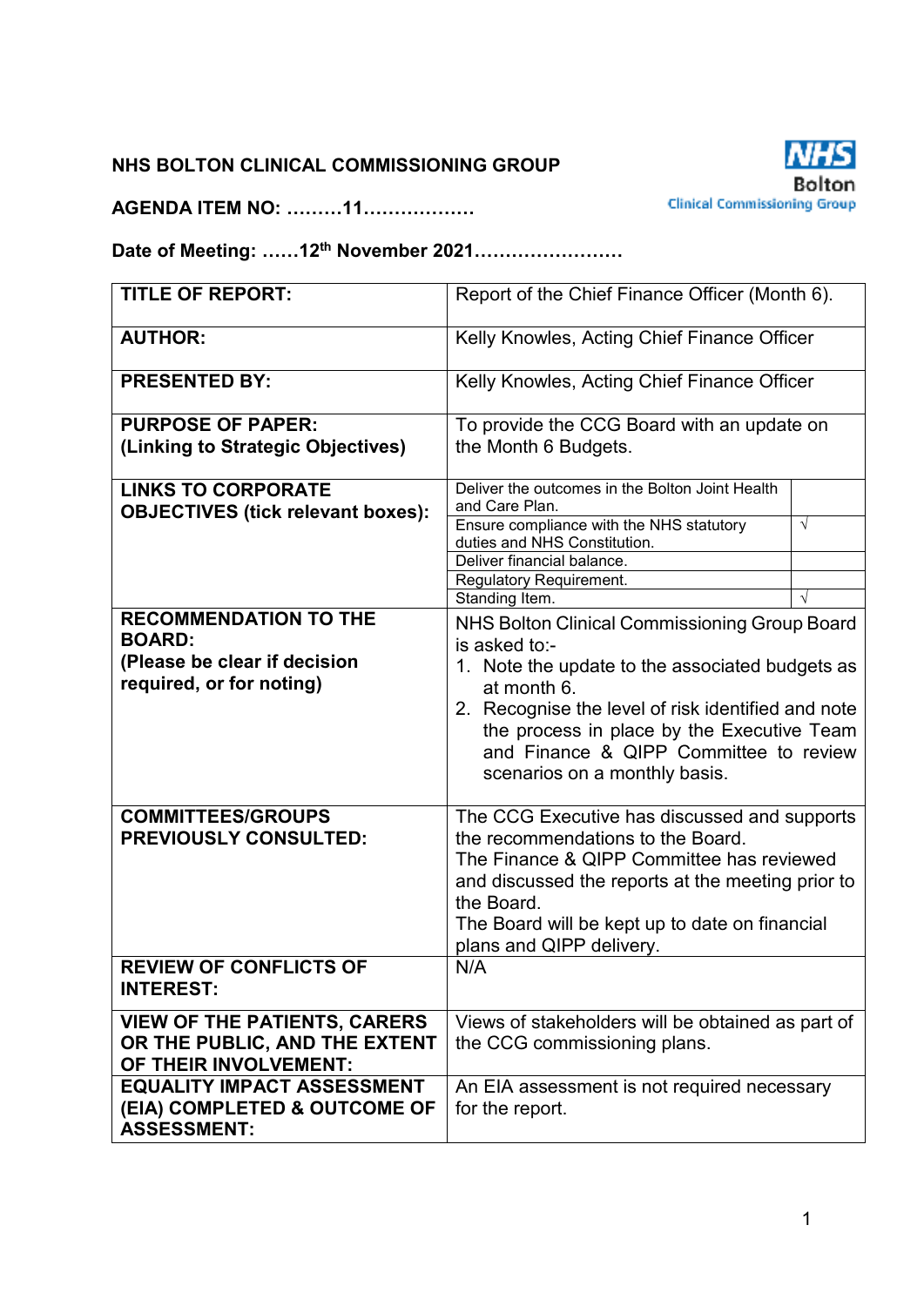**NHS BOLTON CLINICAL COMMISSIONING GROUP**

**AGENDA ITEM NO: ………11………………**

**Date of Meeting: ……12th November 2021……………………**

| | | |
|---|---|---|
| **TITLE OF REPORT:** | Report of the Chief Finance Officer (Month 6). | |
| **AUTHOR:** | Kelly Knowles, Acting Chief Finance Officer | |
| **PRESENTED BY:** | Kelly Knowles, Acting Chief Finance Officer | |
| **PURPOSE OF PAPER: (Linking to Strategic Objectives)** | To provide the CCG Board with an update on the Month 6 Budgets. | |
| **LINKS TO CORPORATE OBJECTIVES (tick relevant boxes):** | Deliver the outcomes in the Bolton Joint Health and Care Plan. | |
| | Ensure compliance with the NHS statutory duties and NHS Constitution. | √ |
| | Deliver financial balance. | |
| | Regulatory Requirement. | |
| | Standing Item. | √ |
| **RECOMMENDATION TO THE BOARD: (Please be clear if decision required, or for noting)** | NHS Bolton Clinical Commissioning Group Board is asked to:-<br>1. Note the update to the associated budgets as at month 6.<br>2. Recognise the level of risk identified and note the process in place by the Executive Team and Finance & QIPP Committee to review scenarios on a monthly basis. | |
| **COMMITTEES/GROUPS PREVIOUSLY CONSULTED:** | The CCG Executive has discussed and supports the recommendations to the Board.<br>The Finance & QIPP Committee has reviewed and discussed the reports at the meeting prior to the Board.<br>The Board will be kept up to date on financial plans and QIPP delivery. | |
| **REVIEW OF CONFLICTS OF INTEREST:** | N/A | |
| **VIEW OF THE PATIENTS, CARERS OR THE PUBLIC, AND THE EXTENT OF THEIR INVOLVEMENT:** | Views of stakeholders will be obtained as part of the CCG commissioning plans. | |
| **EQUALITY IMPACT ASSESSMENT (EIA) COMPLETED & OUTCOME OF ASSESSMENT:** | An EIA assessment is not required necessary for the report. | |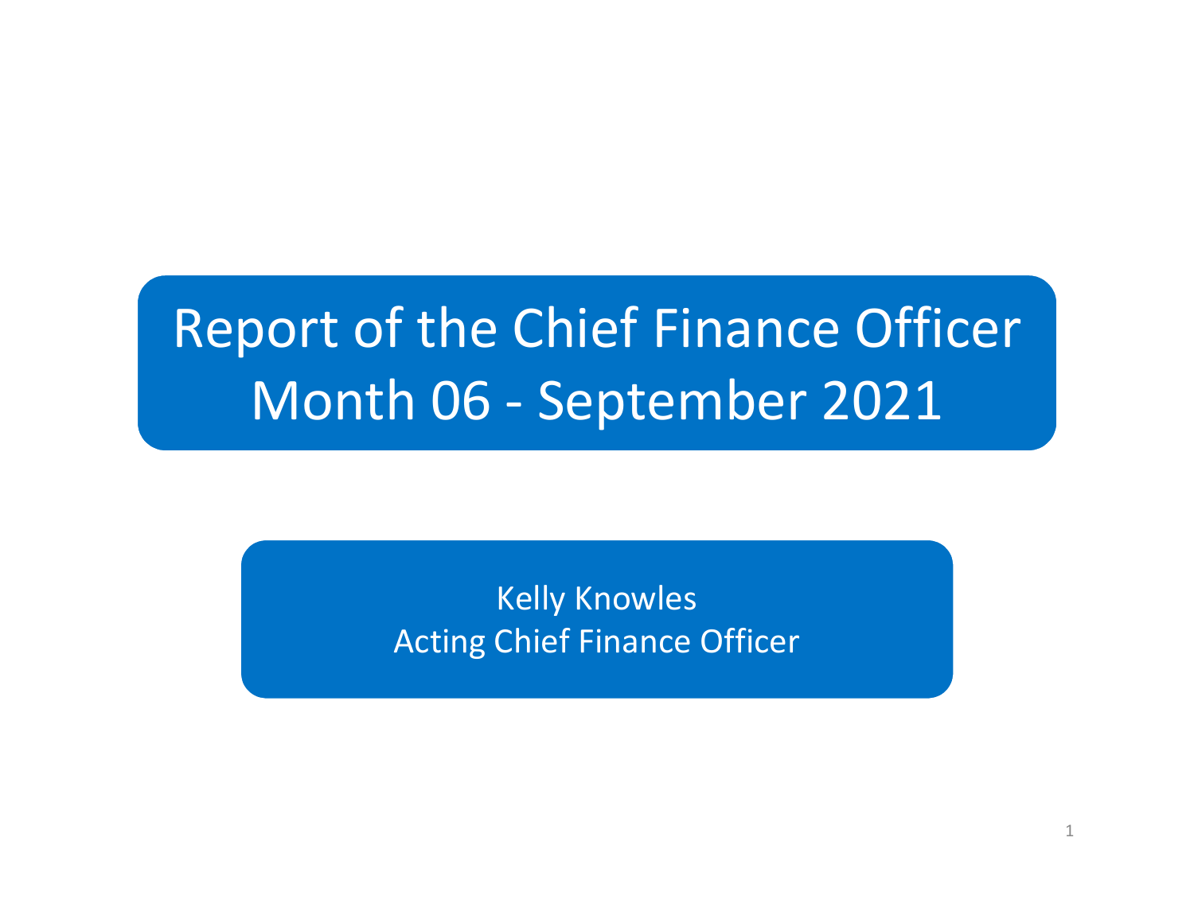# Report of the Chief Finance Officer
# Month 06 - September 2021

Kelly Knowles
Acting Chief Finance Officer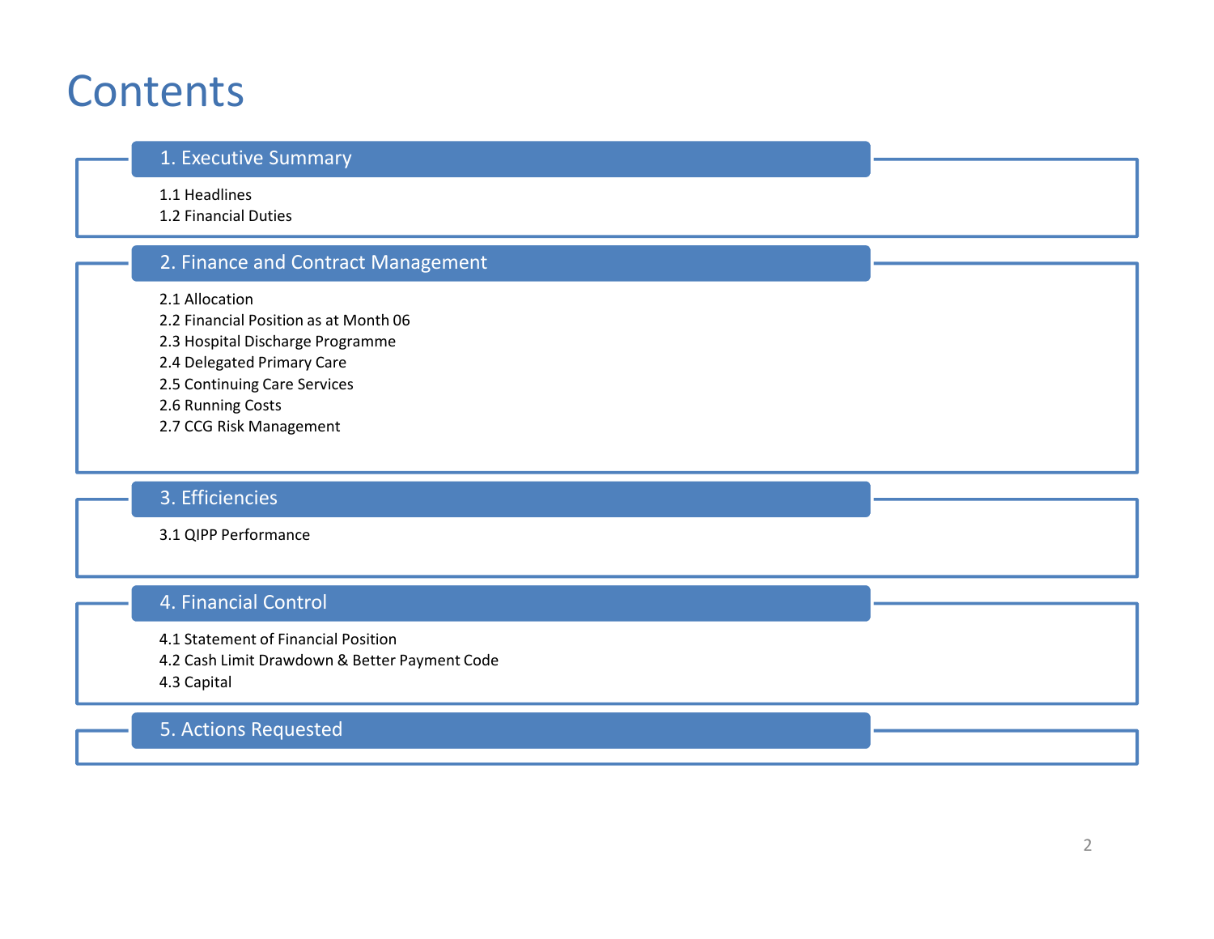# Contents

## 1. Executive Summary

1.1 Headlines
1.2 Financial Duties

## 2. Finance and Contract Management

2.1 Allocation
2.2 Financial Position as at Month 06
2.3 Hospital Discharge Programme
2.4 Delegated Primary Care
2.5 Continuing Care Services
2.6 Running Costs
2.7 CCG Risk Management

## 3. Efficiencies

3.1 QIPP Performance

## 4. Financial Control

4.1 Statement of Financial Position
4.2 Cash Limit Drawdown & Better Payment Code
4.3 Capital

## 5. Actions Requested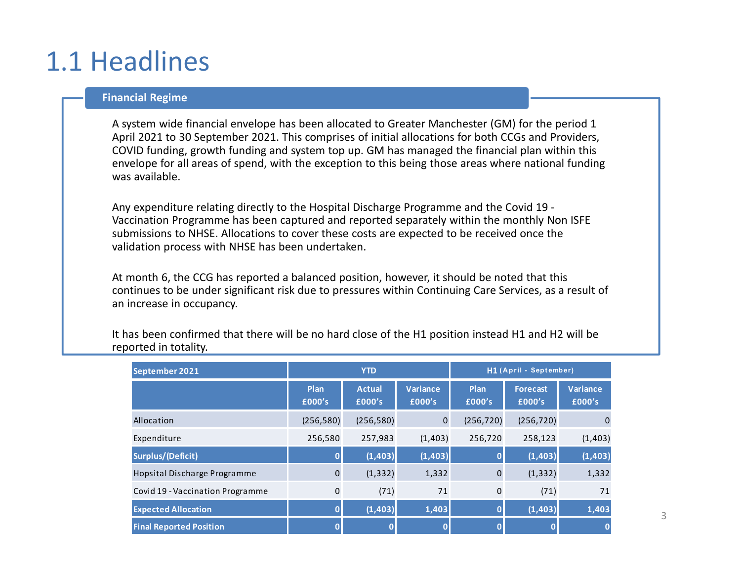# 1.1 Headlines

## Financial Regime

A system wide financial envelope has been allocated to Greater Manchester (GM) for the period 1 April 2021 to 30 September 2021. This comprises of initial allocations for both CCGs and Providers, COVID funding, growth funding and system top up. GM has managed the financial plan within this envelope for all areas of spend, with the exception to this being those areas where national funding was available.

Any expenditure relating directly to the Hospital Discharge Programme and the Covid 19 - Vaccination Programme has been captured and reported separately within the monthly Non ISFE submissions to NHSE. Allocations to cover these costs are expected to be received once the validation process with NHSE has been undertaken.

At month 6, the CCG has reported a balanced position, however, it should be noted that this continues to be under significant risk due to pressures within Continuing Care Services, as a result of an increase in occupancy.

It has been confirmed that there will be no hard close of the H1 position instead H1 and H2 will be reported in totality.

| September 2021 | YTD | | | H1 (April - September) | | |
|---|---|---|---|---|---|---|
| | Plan £000's | Actual £000's | Variance £000's | Plan £000's | Forecast £000's | Variance £000's |
| Allocation | (256,580) | (256,580) | 0 | (256,720) | (256,720) | 0 |
| Expenditure | 256,580 | 257,983 | (1,403) | 256,720 | 258,123 | (1,403) |
| **Surplus/(Deficit)** | **0** | **(1,403)** | **(1,403)** | **0** | **(1,403)** | **(1,403)** |
| Hopsital Discharge Programme | 0 | (1,332) | 1,332 | 0 | (1,332) | 1,332 |
| Covid 19 - Vaccination Programme | 0 | (71) | 71 | 0 | (71) | 71 |
| **Expected Allocation** | **0** | **(1,403)** | **1,403** | **0** | **(1,403)** | **1,403** |
| **Final Reported Position** | **0** | **0** | **0** | **0** | **0** | **0** |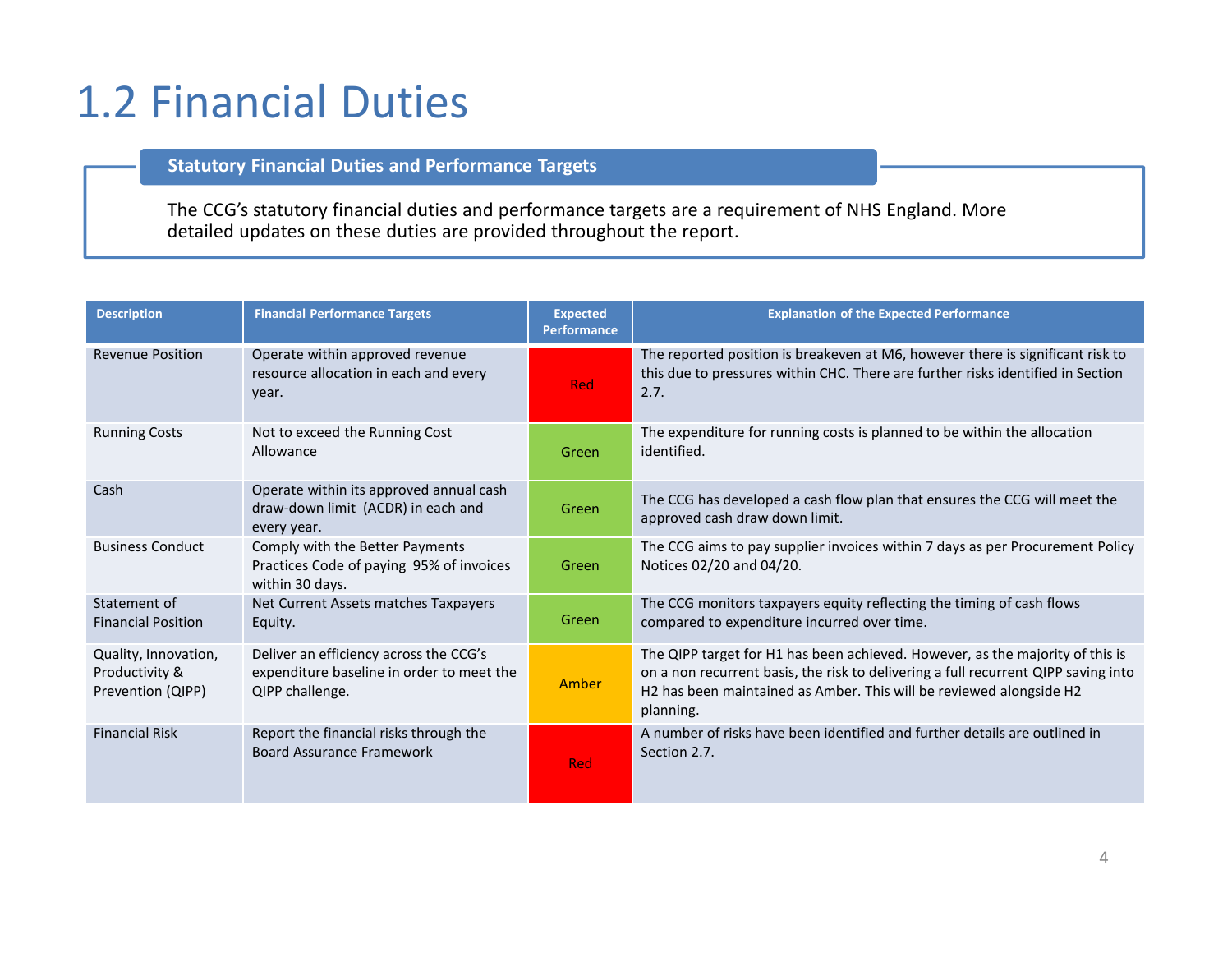# 1.2 Financial Duties

**Statutory Financial Duties and Performance Targets**

The CCG's statutory financial duties and performance targets are a requirement of NHS England. More detailed updates on these duties are provided throughout the report.

| Description | Financial Performance Targets | Expected Performance | Explanation of the Expected Performance |
|---|---|---|---|
| Revenue Position | Operate within approved revenue resource allocation in each and every year. | Red | The reported position is breakeven at M6, however there is significant risk to this due to pressures within CHC. There are further risks identified in Section 2.7. |
| Running Costs | Not to exceed the Running Cost Allowance | Green | The expenditure for running costs is planned to be within the allocation identified. |
| Cash | Operate within its approved annual cash draw-down limit (ACDR) in each and every year. | Green | The CCG has developed a cash flow plan that ensures the CCG will meet the approved cash draw down limit. |
| Business Conduct | Comply with the Better Payments Practices Code of paying 95% of invoices within 30 days. | Green | The CCG aims to pay supplier invoices within 7 days as per Procurement Policy Notices 02/20 and 04/20. |
| Statement of Financial Position | Net Current Assets matches Taxpayers Equity. | Green | The CCG monitors taxpayers equity reflecting the timing of cash flows compared to expenditure incurred over time. |
| Quality, Innovation, Productivity & Prevention (QIPP) | Deliver an efficiency across the CCG's expenditure baseline in order to meet the QIPP challenge. | Amber | The QIPP target for H1 has been achieved. However, as the majority of this is on a non recurrent basis, the risk to delivering a full recurrent QIPP saving into H2 has been maintained as Amber. This will be reviewed alongside H2 planning. |
| Financial Risk | Report the financial risks through the Board Assurance Framework | Red | A number of risks have been identified and further details are outlined in Section 2.7. |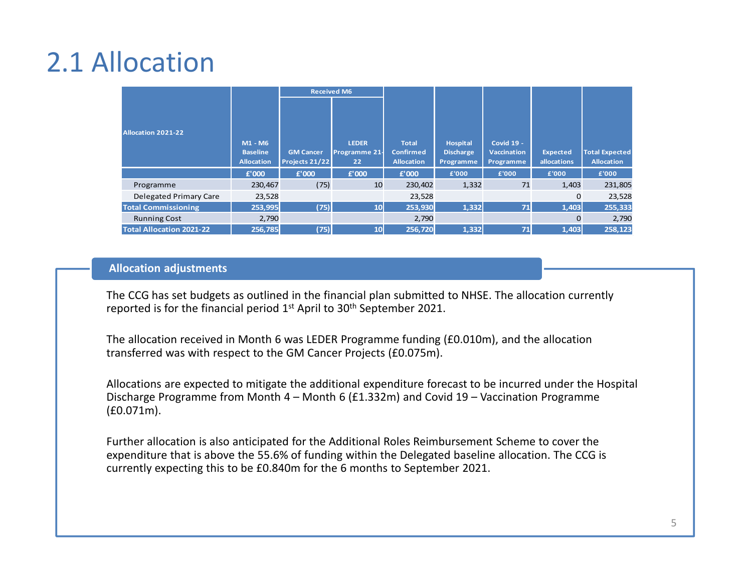# 2.1 Allocation

| Allocation 2021-22 | M1 - M6 Baseline Allocation | Received M6 | | Total Confirmed Allocation | Hospital Discharge Programme | Covid 19 - Vaccination Programme | Expected allocations | Total Expected Allocation |
|---|---|---|---|---|---|---|---|---|
| | | GM Cancer Projects 21/22 | LEDER Programme 21-22 | | | | | |
| | £'000 | £'000 | £'000 | £'000 | £'000 | £'000 | £'000 | £'000 |
| Programme | 230,467 | (75) | 10 | 230,402 | 1,332 | 71 | 1,403 | 231,805 |
| Delegated Primary Care | 23,528 | | | 23,528 | | | 0 | 23,528 |
| **Total Commissioning** | **253,995** | **(75)** | **10** | **253,930** | **1,332** | **71** | **1,403** | **255,333** |
| Running Cost | 2,790 | | | 2,790 | | | 0 | 2,790 |
| **Total Allocation 2021-22** | **256,785** | **(75)** | **10** | **256,720** | **1,332** | **71** | **1,403** | **258,123** |

## Allocation adjustments

The CCG has set budgets as outlined in the financial plan submitted to NHSE. The allocation currently reported is for the financial period 1st April to 30th September 2021.

The allocation received in Month 6 was LEDER Programme funding (£0.010m), and the allocation transferred was with respect to the GM Cancer Projects (£0.075m).

Allocations are expected to mitigate the additional expenditure forecast to be incurred under the Hospital Discharge Programme from Month 4 – Month 6 (£1.332m) and Covid 19 – Vaccination Programme (£0.071m).

Further allocation is also anticipated for the Additional Roles Reimbursement Scheme to cover the expenditure that is above the 55.6% of funding within the Delegated baseline allocation. The CCG is currently expecting this to be £0.840m for the 6 months to September 2021.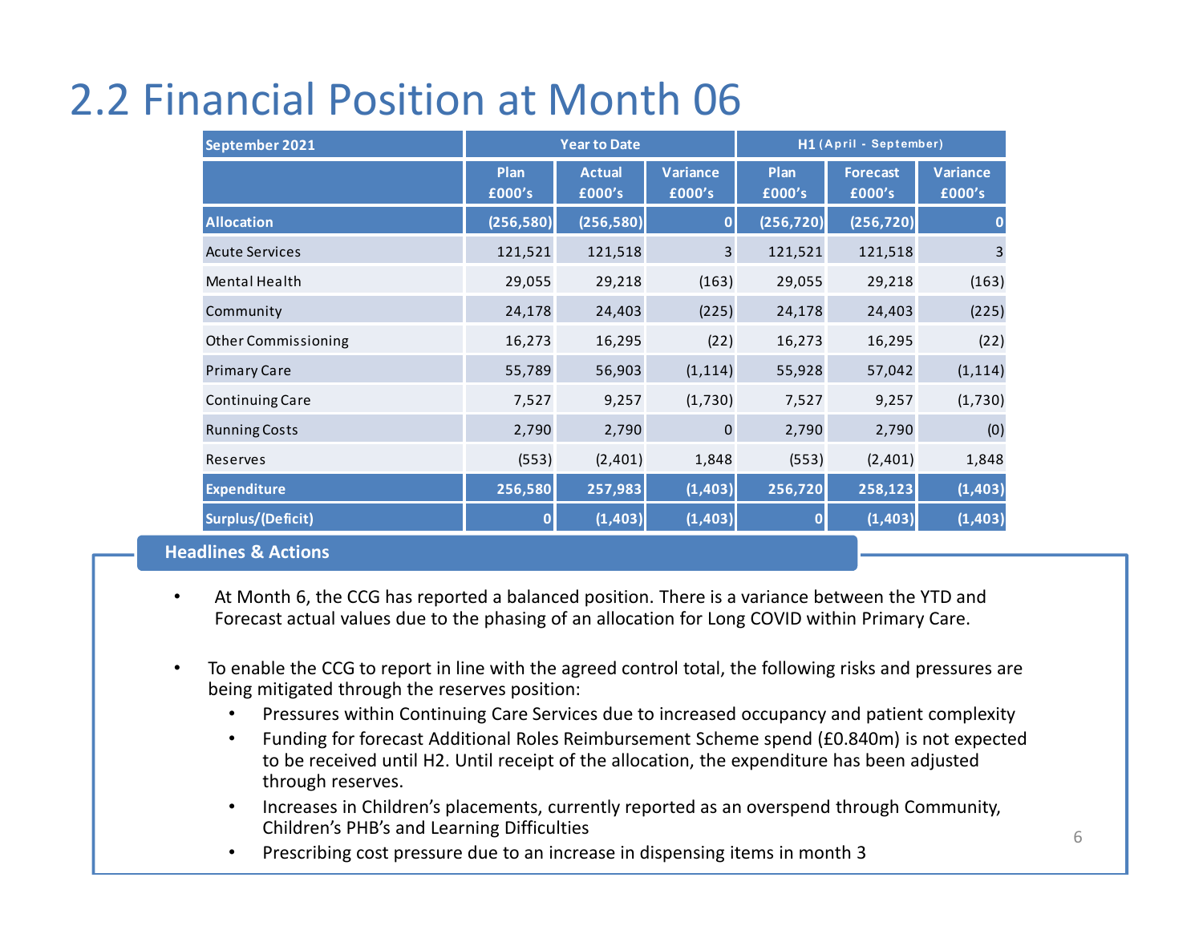## 2.2 Financial Position at Month 06

| September 2021 | Year to Date | | | H1 (April - September) | | |
|---|---|---|---|---|---|---|
| | Plan £000's | Actual £000's | Variance £000's | Plan £000's | Forecast £000's | Variance £000's |
| **Allocation** | **(256,580)** | **(256,580)** | **0** | **(256,720)** | **(256,720)** | **0** |
| Acute Services | 121,521 | 121,518 | 3 | 121,521 | 121,518 | 3 |
| Mental Health | 29,055 | 29,218 | (163) | 29,055 | 29,218 | (163) |
| Community | 24,178 | 24,403 | (225) | 24,178 | 24,403 | (225) |
| Other Commissioning | 16,273 | 16,295 | (22) | 16,273 | 16,295 | (22) |
| Primary Care | 55,789 | 56,903 | (1,114) | 55,928 | 57,042 | (1,114) |
| Continuing Care | 7,527 | 9,257 | (1,730) | 7,527 | 9,257 | (1,730) |
| Running Costs | 2,790 | 2,790 | 0 | 2,790 | 2,790 | (0) |
| Reserves | (553) | (2,401) | 1,848 | (553) | (2,401) | 1,848 |
| **Expenditure** | **256,580** | **257,983** | **(1,403)** | **256,720** | **258,123** | **(1,403)** |
| **Surplus/(Deficit)** | **0** | **(1,403)** | **(1,403)** | **0** | **(1,403)** | **(1,403)** |

### Headlines & Actions

- At Month 6, the CCG has reported a balanced position. There is a variance between the YTD and Forecast actual values due to the phasing of an allocation for Long COVID within Primary Care.
- To enable the CCG to report in line with the agreed control total, the following risks and pressures are being mitigated through the reserves position:
  - Pressures within Continuing Care Services due to increased occupancy and patient complexity
  - Funding for forecast Additional Roles Reimbursement Scheme spend (£0.840m) is not expected to be received until H2. Until receipt of the allocation, the expenditure has been adjusted through reserves.
  - Increases in Children's placements, currently reported as an overspend through Community, Children's PHB's and Learning Difficulties
  - Prescribing cost pressure due to an increase in dispensing items in month 3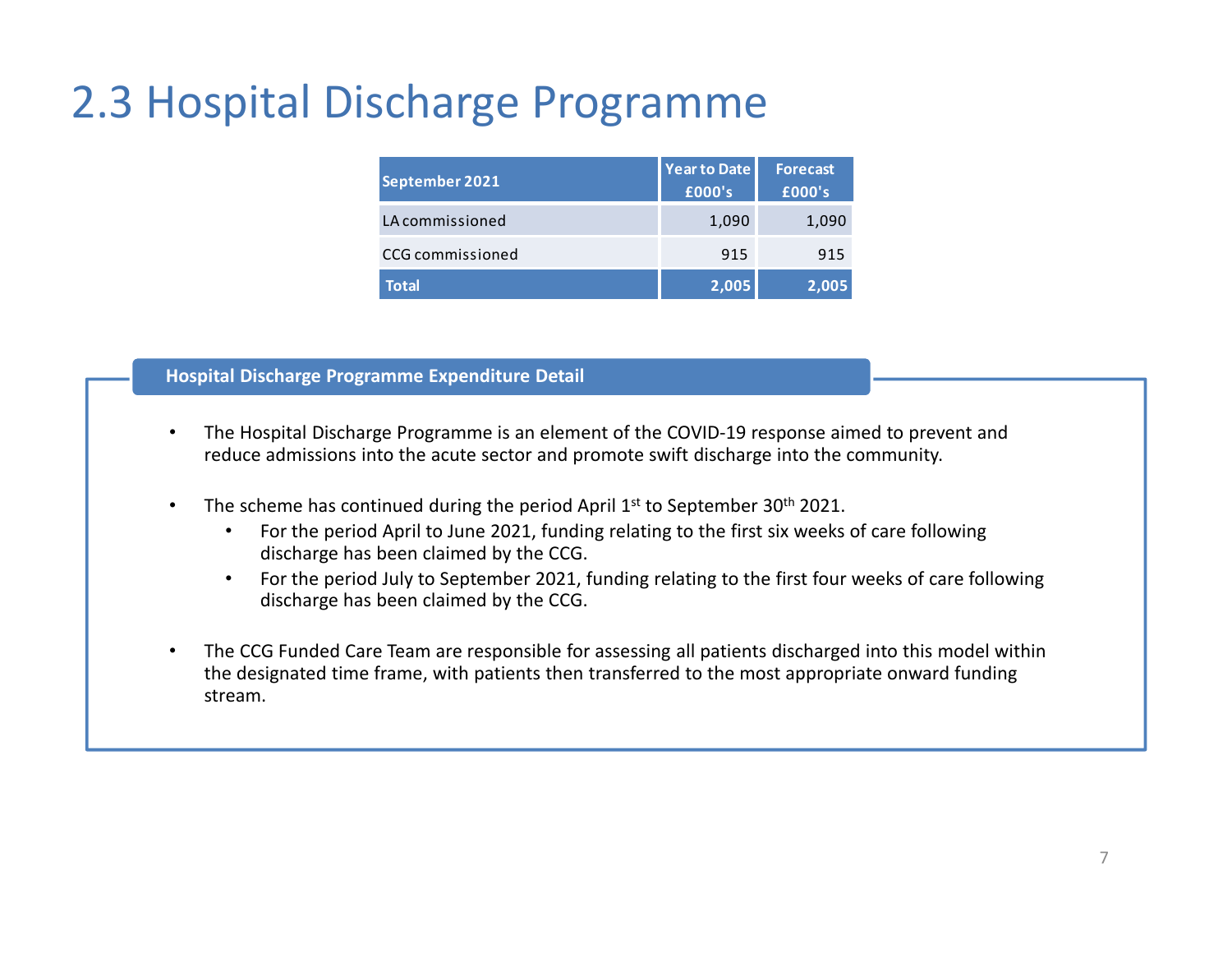# 2.3 Hospital Discharge Programme

| September 2021 | Year to Date £000's | Forecast £000's |
|---|---|---|
| LA commissioned | 1,090 | 1,090 |
| CCG commissioned | 915 | 915 |
| **Total** | **2,005** | **2,005** |

### Hospital Discharge Programme Expenditure Detail

- The Hospital Discharge Programme is an element of the COVID-19 response aimed to prevent and reduce admissions into the acute sector and promote swift discharge into the community.
- The scheme has continued during the period April 1st to September 30th 2021.
  - For the period April to June 2021, funding relating to the first six weeks of care following discharge has been claimed by the CCG.
  - For the period July to September 2021, funding relating to the first four weeks of care following discharge has been claimed by the CCG.
- The CCG Funded Care Team are responsible for assessing all patients discharged into this model within the designated time frame, with patients then transferred to the most appropriate onward funding stream.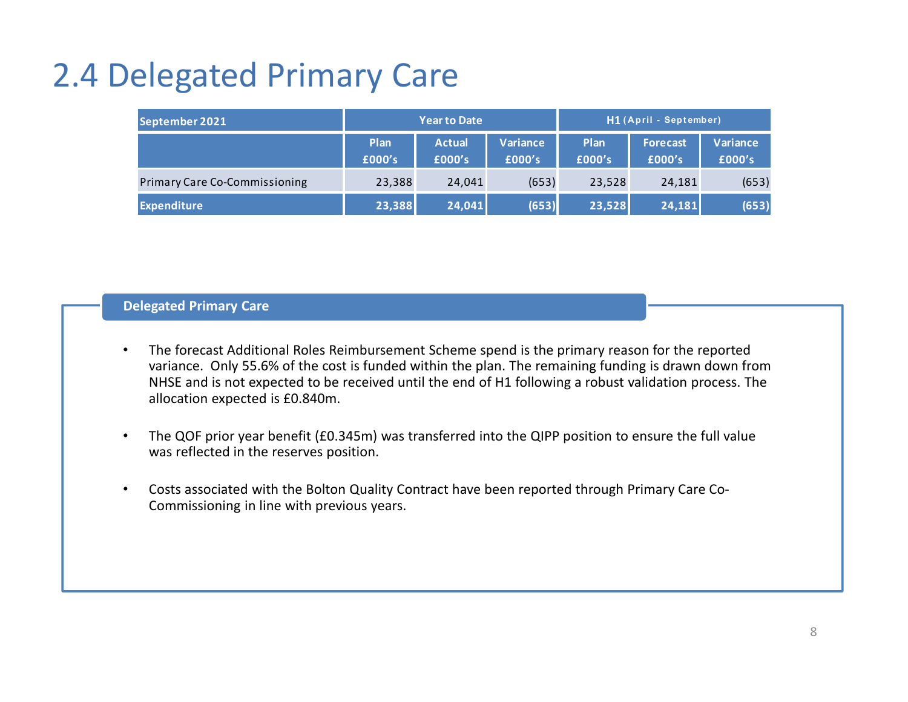# 2.4 Delegated Primary Care

| September 2021 | Year to Date | | | H1 (April - September) | | |
|---|---|---|---|---|---|---|
| | Plan £000's | Actual £000's | Variance £000's | Plan £000's | Forecast £000's | Variance £000's |
| Primary Care Co-Commissioning | 23,388 | 24,041 | (653) | 23,528 | 24,181 | (653) |
| **Expenditure** | **23,388** | **24,041** | **(653)** | **23,528** | **24,181** | **(653)** |

## Delegated Primary Care

- The forecast Additional Roles Reimbursement Scheme spend is the primary reason for the reported variance. Only 55.6% of the cost is funded within the plan. The remaining funding is drawn down from NHSE and is not expected to be received until the end of H1 following a robust validation process. The allocation expected is £0.840m.
- The QOF prior year benefit (£0.345m) was transferred into the QIPP position to ensure the full value was reflected in the reserves position.
- Costs associated with the Bolton Quality Contract have been reported through Primary Care Co-Commissioning in line with previous years.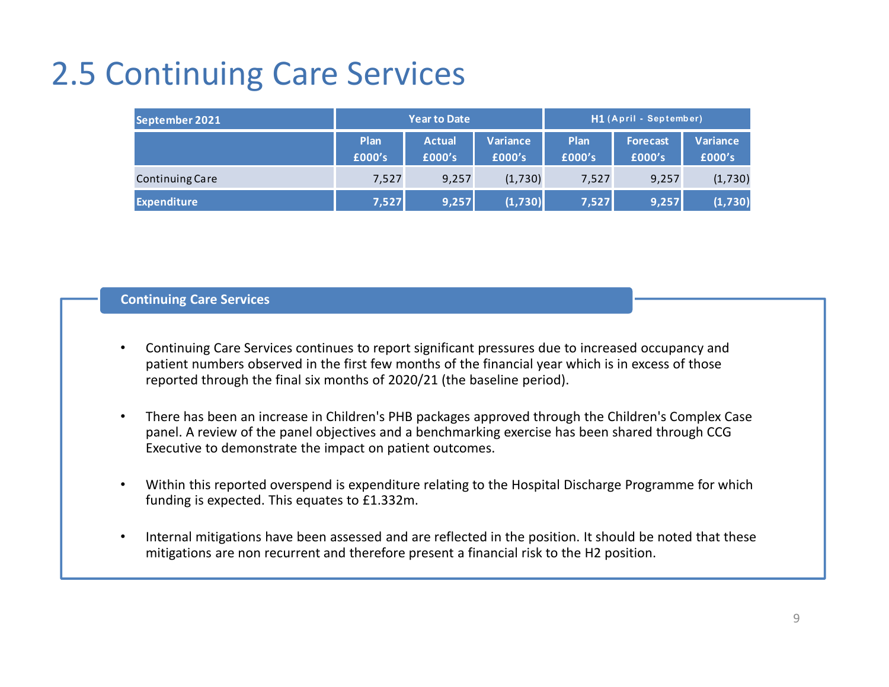# 2.5 Continuing Care Services

| September 2021 | Year to Date | | | H1 (April - September) | | |
|---|---|---|---|---|---|---|
| | Plan £000's | Actual £000's | Variance £000's | Plan £000's | Forecast £000's | Variance £000's |
| Continuing Care | 7,527 | 9,257 | (1,730) | 7,527 | 9,257 | (1,730) |
| **Expenditure** | **7,527** | **9,257** | **(1,730)** | **7,527** | **9,257** | **(1,730)** |

## Continuing Care Services

- Continuing Care Services continues to report significant pressures due to increased occupancy and patient numbers observed in the first few months of the financial year which is in excess of those reported through the final six months of 2020/21 (the baseline period).
- There has been an increase in Children's PHB packages approved through the Children's Complex Case panel. A review of the panel objectives and a benchmarking exercise has been shared through CCG Executive to demonstrate the impact on patient outcomes.
- Within this reported overspend is expenditure relating to the Hospital Discharge Programme for which funding is expected. This equates to £1.332m.
- Internal mitigations have been assessed and are reflected in the position. It should be noted that these mitigations are non recurrent and therefore present a financial risk to the H2 position.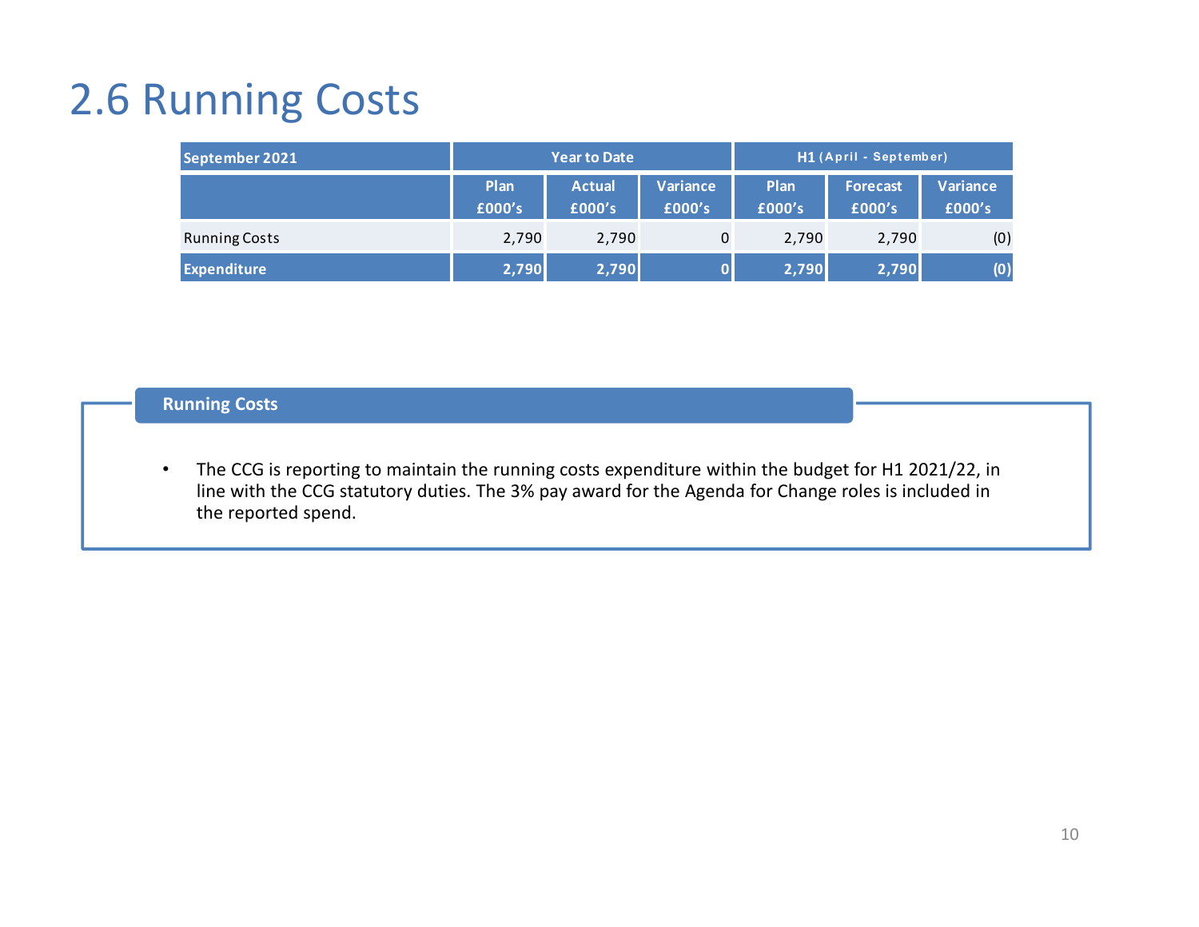# 2.6 Running Costs

| September 2021 | Year to Date | | | H1 (April - September) | | |
|---|---|---|---|---|---|---|
| | Plan £000's | Actual £000's | Variance £000's | Plan £000's | Forecast £000's | Variance £000's |
| Running Costs | 2,790 | 2,790 | 0 | 2,790 | 2,790 | (0) |
| **Expenditure** | **2,790** | **2,790** | **0** | **2,790** | **2,790** | **(0)** |

## Running Costs

- The CCG is reporting to maintain the running costs expenditure within the budget for H1 2021/22, in line with the CCG statutory duties. The 3% pay award for the Agenda for Change roles is included in the reported spend.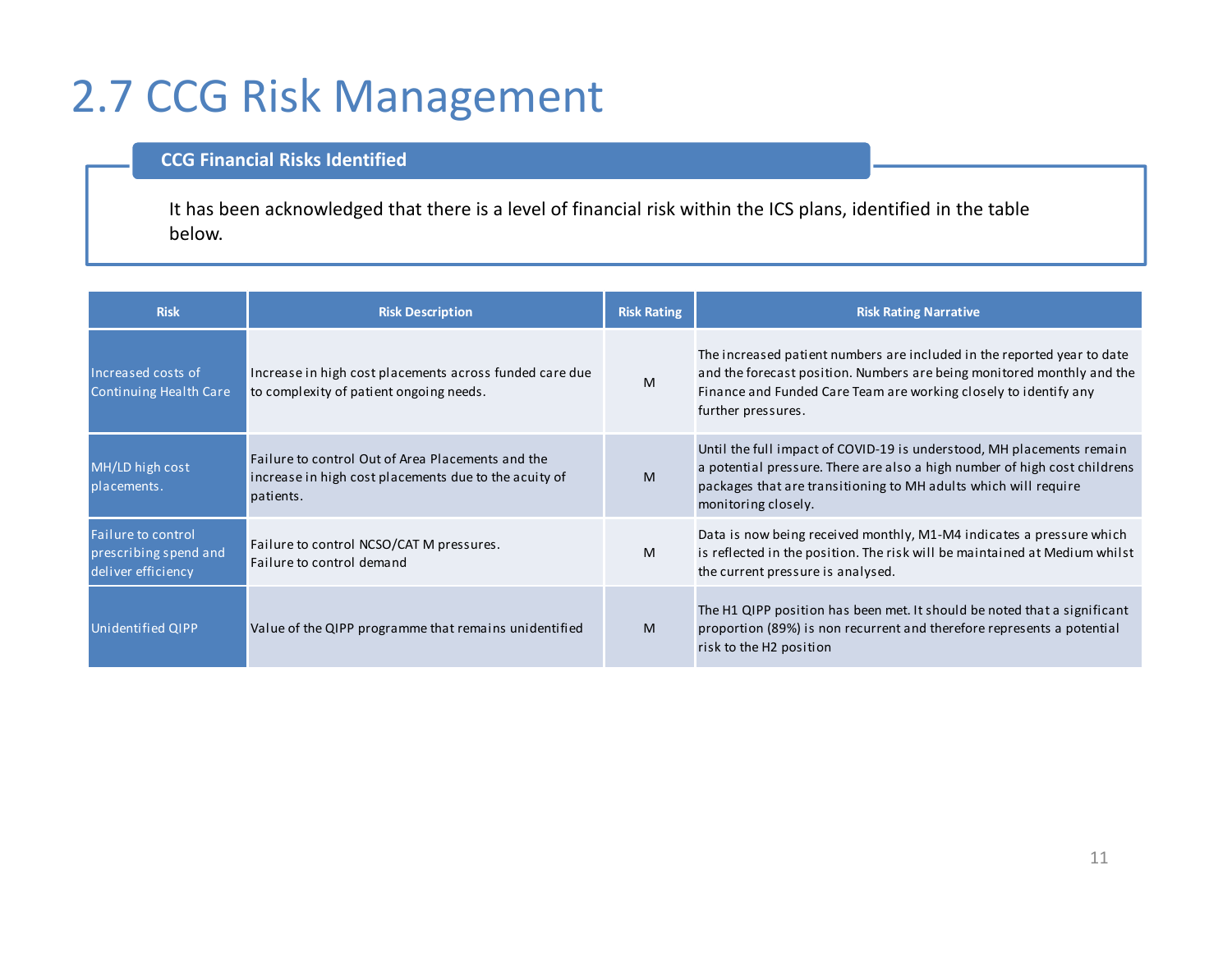# 2.7 CCG Risk Management

## CCG Financial Risks Identified

It has been acknowledged that there is a level of financial risk within the ICS plans, identified in the table below.

| Risk | Risk Description | Risk Rating | Risk Rating Narrative |
|---|---|---|---|
| Increased costs of Continuing Health Care | Increase in high cost placements across funded care due to complexity of patient ongoing needs. | M | The increased patient numbers are included in the reported year to date and the forecast position. Numbers are being monitored monthly and the Finance and Funded Care Team are working closely to identify any further pressures. |
| MH/LD high cost placements. | Failure to control Out of Area Placements and the increase in high cost placements due to the acuity of patients. | M | Until the full impact of COVID-19 is understood, MH placements remain a potential pressure. There are also a high number of high cost childrens packages that are transitioning to MH adults which will require monitoring closely. |
| Failure to control prescribing spend and deliver efficiency | Failure to control NCSO/CAT M pressures.<br>Failure to control demand | M | Data is now being received monthly, M1-M4 indicates a pressure which is reflected in the position. The risk will be maintained at Medium whilst the current pressure is analysed. |
| Unidentified QIPP | Value of the QIPP programme that remains unidentified | M | The H1 QIPP position has been met. It should be noted that a significant proportion (89%) is non recurrent and therefore represents a potential risk to the H2 position |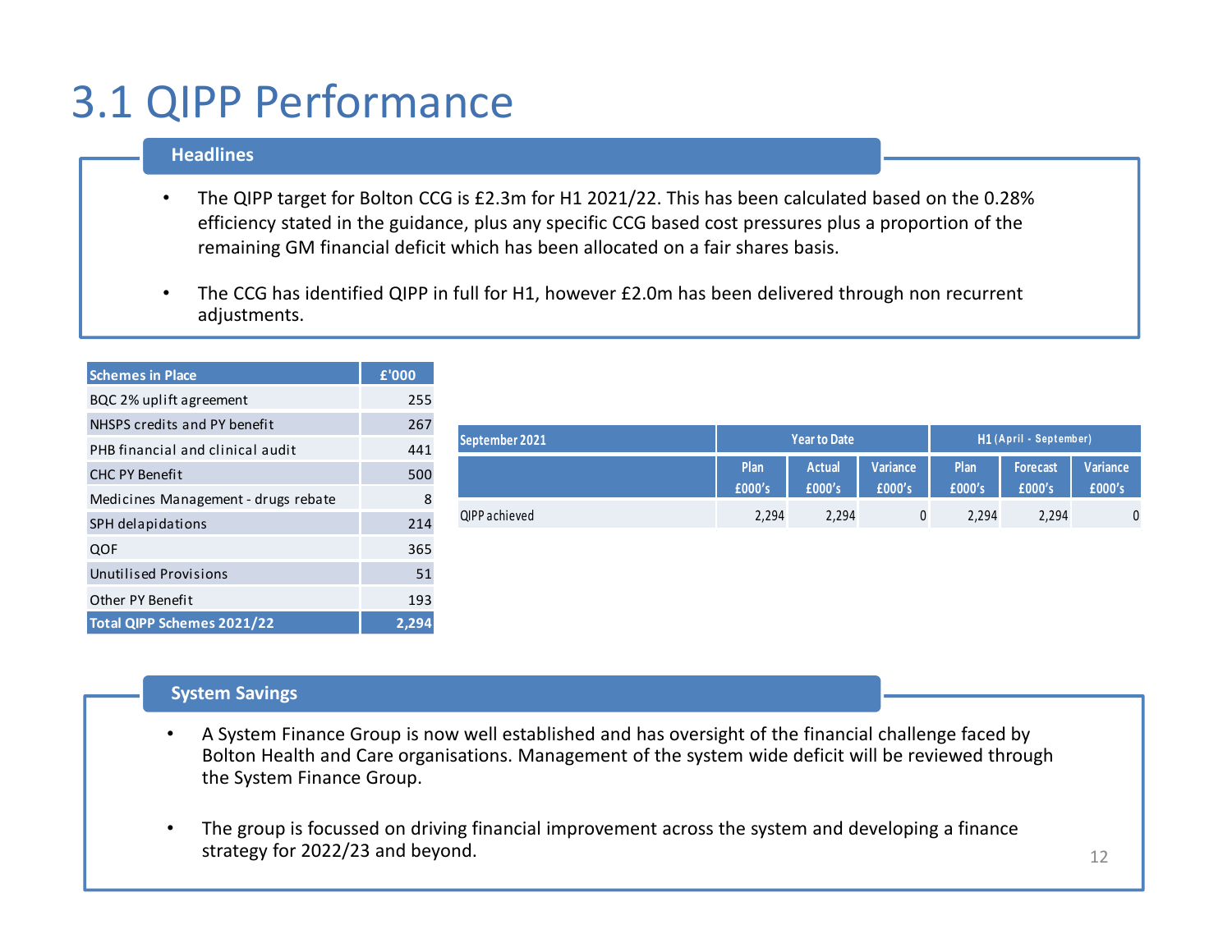# 3.1 QIPP Performance

## Headlines

- The QIPP target for Bolton CCG is £2.3m for H1 2021/22. This has been calculated based on the 0.28% efficiency stated in the guidance, plus any specific CCG based cost pressures plus a proportion of the remaining GM financial deficit which has been allocated on a fair shares basis.
- The CCG has identified QIPP in full for H1, however £2.0m has been delivered through non recurrent adjustments.

| Schemes in Place | £'000 |
| --- | --- |
| BQC 2% uplift agreement | 255 |
| NHSPS credits and PY benefit | 267 |
| PHB financial and clinical audit | 441 |
| CHC PY Benefit | 500 |
| Medicines Management - drugs rebate | 8 |
| SPH delapidations | 214 |
| QOF | 365 |
| Unutilised Provisions | 51 |
| Other PY Benefit | 193 |
| **Total QIPP Schemes 2021/22** | **2,294** |

| September 2021 | Year to Date | | | H1 (April - September) | | |
| --- | --- | --- | --- | --- | --- | --- |
| | Plan £000's | Actual £000's | Variance £000's | Plan £000's | Forecast £000's | Variance £000's |
| QIPP achieved | 2,294 | 2,294 | 0 | 2,294 | 2,294 | 0 |

## System Savings

- A System Finance Group is now well established and has oversight of the financial challenge faced by Bolton Health and Care organisations. Management of the system wide deficit will be reviewed through the System Finance Group.
- The group is focussed on driving financial improvement across the system and developing a finance strategy for 2022/23 and beyond.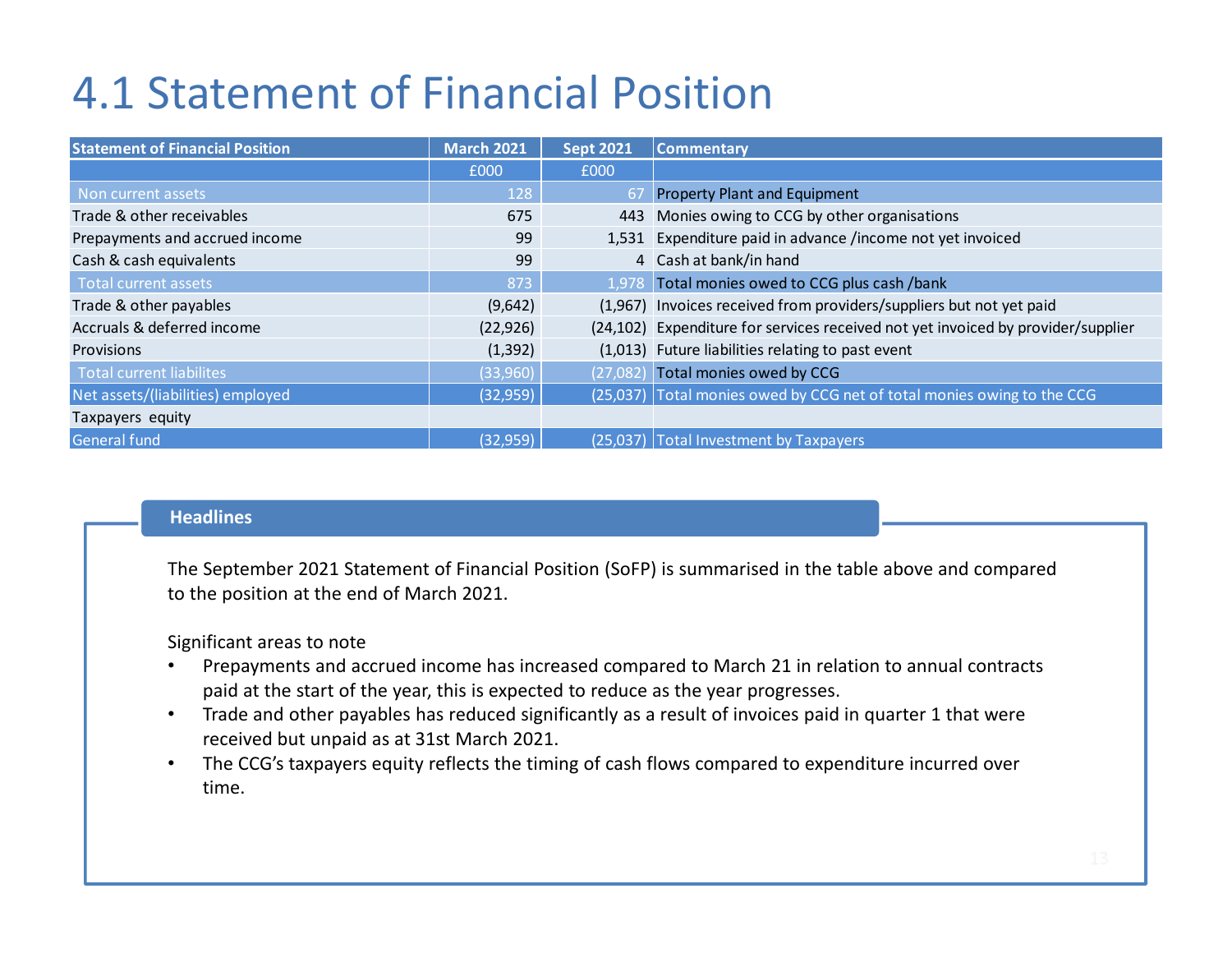# 4.1 Statement of Financial Position

| Statement of Financial Position | March 2021 | Sept 2021 | Commentary |
|---|---|---|---|
| | £000 | £000 | |
| Non current assets | 128 | 67 | Property Plant and Equipment |
| Trade & other receivables | 675 | 443 | Monies owing to CCG by other organisations |
| Prepayments and accrued income | 99 | 1,531 | Expenditure paid in advance /income not yet invoiced |
| Cash & cash equivalents | 99 | 4 | Cash at bank/in hand |
| Total current assets | 873 | 1,978 | Total monies owed to CCG plus cash /bank |
| Trade & other payables | (9,642) | (1,967) | Invoices received from providers/suppliers but not yet paid |
| Accruals & deferred income | (22,926) | (24,102) | Expenditure for services received not yet invoiced by provider/supplier |
| Provisions | (1,392) | (1,013) | Future liabilities relating to past event |
| Total current liabilites | (33,960) | (27,082) | Total monies owed by CCG |
| Net assets/(liabilities) employed | (32,959) | (25,037) | Total monies owed by CCG net of total monies owing to the CCG |
| Taxpayers equity | | | |
| General fund | (32,959) | (25,037) | Total Investment by Taxpayers |

**Headlines**

The September 2021 Statement of Financial Position (SoFP) is summarised in the table above and compared to the position at the end of March 2021.

Significant areas to note

- Prepayments and accrued income has increased compared to March 21 in relation to annual contracts paid at the start of the year, this is expected to reduce as the year progresses.
- Trade and other payables has reduced significantly as a result of invoices paid in quarter 1 that were received but unpaid as at 31st March 2021.
- The CCG's taxpayers equity reflects the timing of cash flows compared to expenditure incurred over time.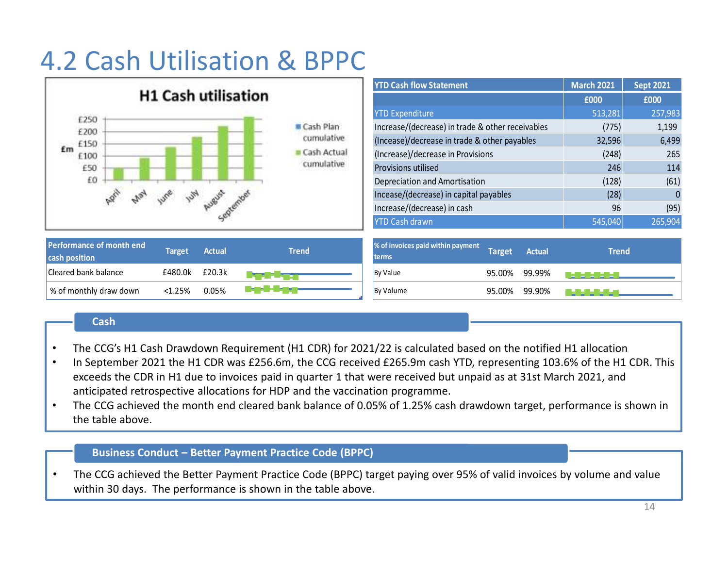# 4.2 Cash Utilisation & BPPC

**H1 Cash utilisation**

| YTD Cash flow Statement | March 2021 | Sept 2021 |
|---|---|---|
| | £000 | £000 |
| YTD Expenditure | 513,281 | 257,983 |
| Increase/(decrease) in trade & other receivables | (775) | 1,199 |
| (Incease)/decrease in trade & other payables | 32,596 | 6,499 |
| (Increase)/decrease in Provisions | (248) | 265 |
| Provisions utilised | 246 | 114 |
| Depreciation and Amortisation | (128) | (61) |
| Incease/(decrease) in capital payables | (28) | 0 |
| Increase/(decrease) in cash | 96 | (95) |
| YTD Cash drawn | 545,040 | 265,904 |

| Performance of month end cash position | Target | Actual | Trend |
|---|---|---|---|
| Cleared bank balance | £480.0k | £20.3k | |
| % of monthly draw down | <1.25% | 0.05% | |

| % of invoices paid within payment terms | Target | Actual | Trend |
|---|---|---|---|
| By Value | 95.00% | 99.99% | |
| By Volume | 95.00% | 99.90% | |

## Cash

- The CCG's H1 Cash Drawdown Requirement (H1 CDR) for 2021/22 is calculated based on the notified H1 allocation
- In September 2021 the H1 CDR was £256.6m, the CCG received £265.9m cash YTD, representing 103.6% of the H1 CDR. This exceeds the CDR in H1 due to invoices paid in quarter 1 that were received but unpaid as at 31st March 2021, and anticipated retrospective allocations for HDP and the vaccination programme.
- The CCG achieved the month end cleared bank balance of 0.05% of 1.25% cash drawdown target, performance is shown in the table above.

## Business Conduct – Better Payment Practice Code (BPPC)

- The CCG achieved the Better Payment Practice Code (BPPC) target paying over 95% of valid invoices by volume and value within 30 days. The performance is shown in the table above.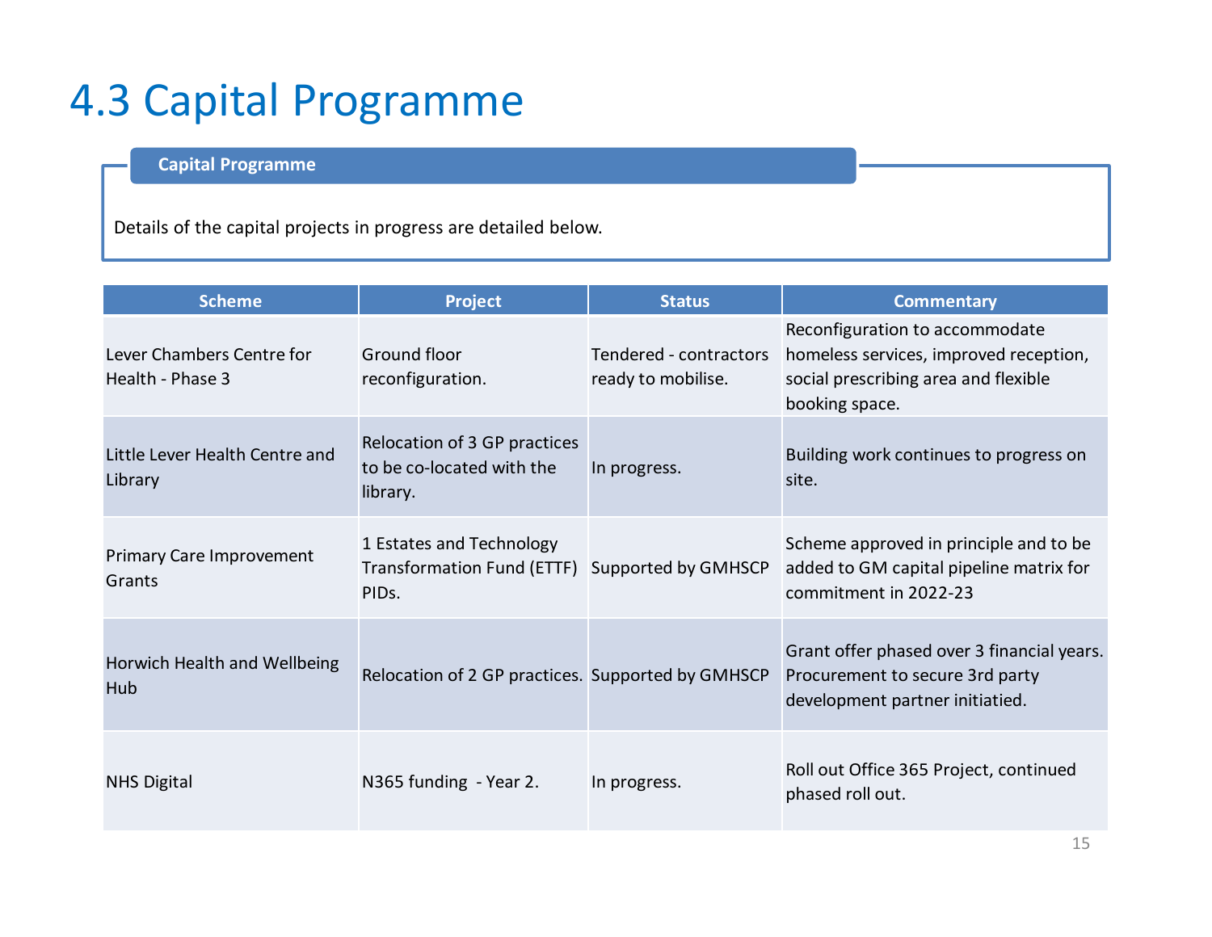# 4.3 Capital Programme

**Capital Programme**

Details of the capital projects in progress are detailed below.

| Scheme | Project | Status | Commentary |
|---|---|---|---|
| Lever Chambers Centre for Health - Phase 3 | Ground floor reconfiguration. | Tendered - contractors ready to mobilise. | Reconfiguration to accommodate homeless services, improved reception, social prescribing area and flexible booking space. |
| Little Lever Health Centre and Library | Relocation of 3 GP practices to be co-located with the library. | In progress. | Building work continues to progress on site. |
| Primary Care Improvement Grants | 1 Estates and Technology Transformation Fund (ETTF) PIDs. | Supported by GMHSCP | Scheme approved in principle and to be added to GM capital pipeline matrix for commitment in 2022-23 |
| Horwich Health and Wellbeing Hub | Relocation of 2 GP practices. | Supported by GMHSCP | Grant offer phased over 3 financial years. Procurement to secure 3rd party development partner initiatied. |
| NHS Digital | N365 funding - Year 2. | In progress. | Roll out Office 365 Project, continued phased roll out. |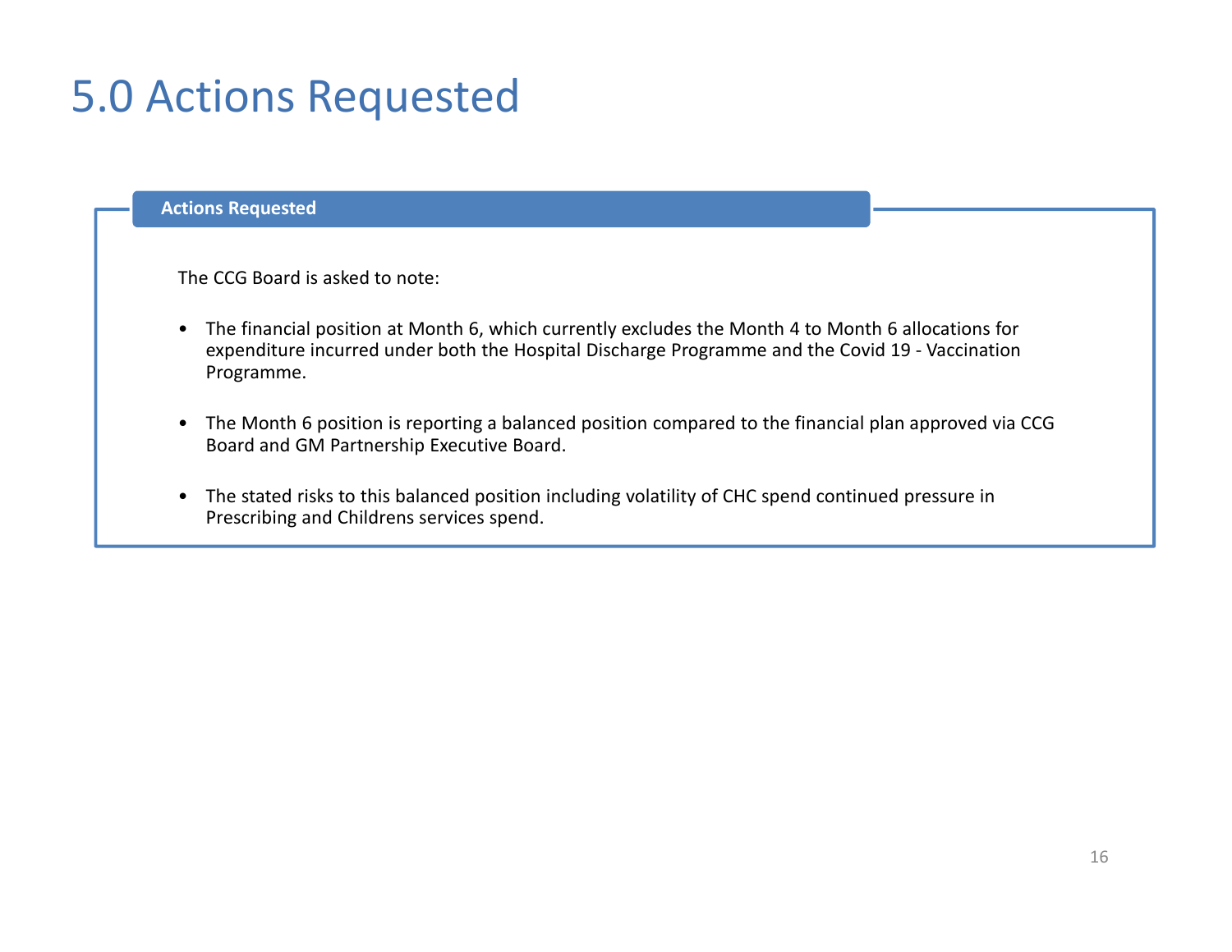# 5.0 Actions Requested

**Actions Requested**

The CCG Board is asked to note:

- The financial position at Month 6, which currently excludes the Month 4 to Month 6 allocations for expenditure incurred under both the Hospital Discharge Programme and the Covid 19 - Vaccination Programme.
- The Month 6 position is reporting a balanced position compared to the financial plan approved via CCG Board and GM Partnership Executive Board.
- The stated risks to this balanced position including volatility of CHC spend continued pressure in Prescribing and Childrens services spend.